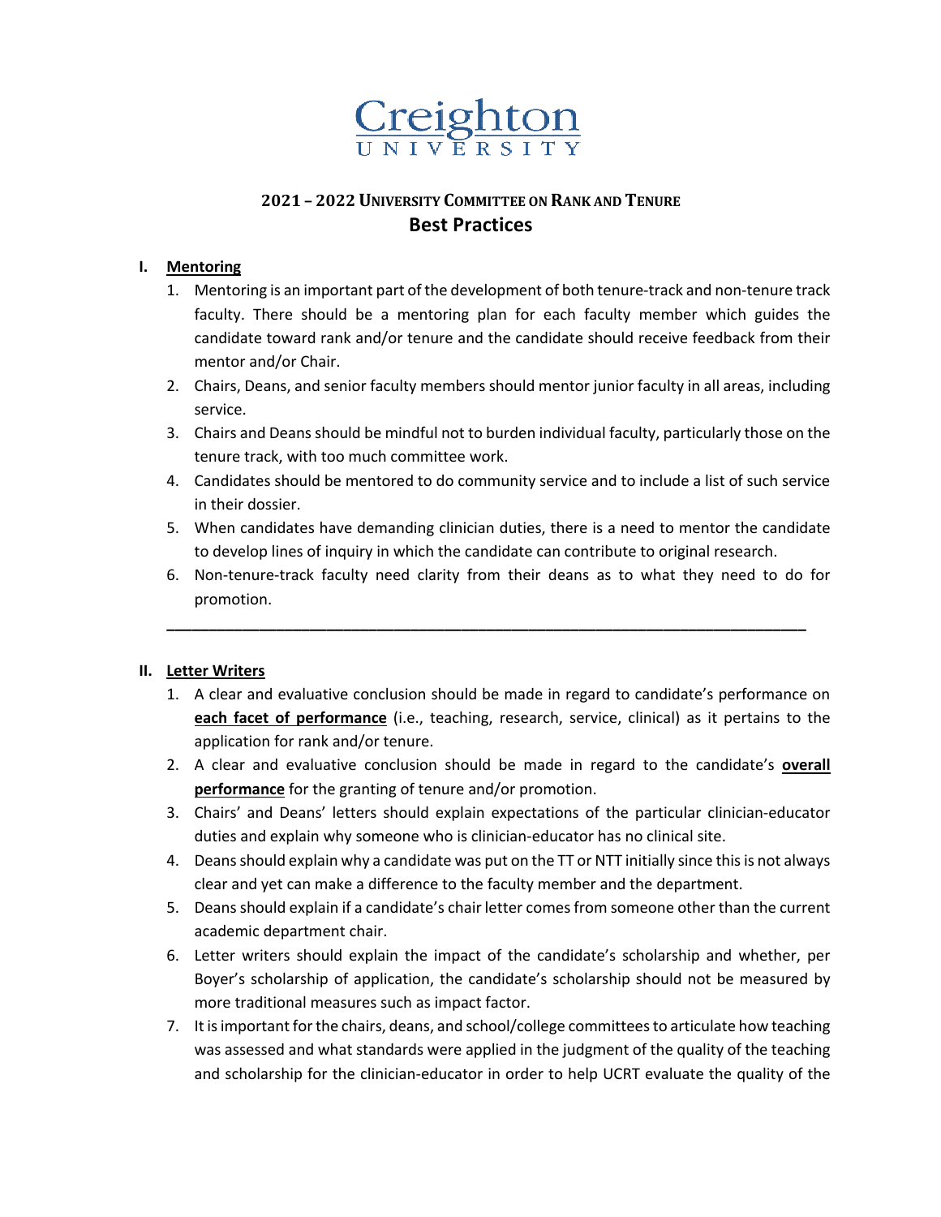Creighton University

# 2021 – 2022 University Committee on Rank and Tenure

## Best Practices

### I. Mentoring

1. Mentoring is an important part of the development of both tenure-track and non-tenure track faculty. There should be a mentoring plan for each faculty member which guides the candidate toward rank and/or tenure and the candidate should receive feedback from their mentor and/or Chair.
2. Chairs, Deans, and senior faculty members should mentor junior faculty in all areas, including service.
3. Chairs and Deans should be mindful not to burden individual faculty, particularly those on the tenure track, with too much committee work.
4. Candidates should be mentored to do community service and to include a list of such service in their dossier.
5. When candidates have demanding clinician duties, there is a need to mentor the candidate to develop lines of inquiry in which the candidate can contribute to original research.
6. Non-tenure-track faculty need clarity from their deans as to what they need to do for promotion.

---

### II. Letter Writers

1. A clear and evaluative conclusion should be made in regard to candidate's performance on **each facet of performance** (i.e., teaching, research, service, clinical) as it pertains to the application for rank and/or tenure.
2. A clear and evaluative conclusion should be made in regard to the candidate's **overall performance** for the granting of tenure and/or promotion.
3. Chairs' and Deans' letters should explain expectations of the particular clinician-educator duties and explain why someone who is clinician-educator has no clinical site.
4. Deans should explain why a candidate was put on the TT or NTT initially since this is not always clear and yet can make a difference to the faculty member and the department.
5. Deans should explain if a candidate's chair letter comes from someone other than the current academic department chair.
6. Letter writers should explain the impact of the candidate's scholarship and whether, per Boyer's scholarship of application, the candidate's scholarship should not be measured by more traditional measures such as impact factor.
7. It is important for the chairs, deans, and school/college committees to articulate how teaching was assessed and what standards were applied in the judgment of the quality of the teaching and scholarship for the clinician-educator in order to help UCRT evaluate the quality of the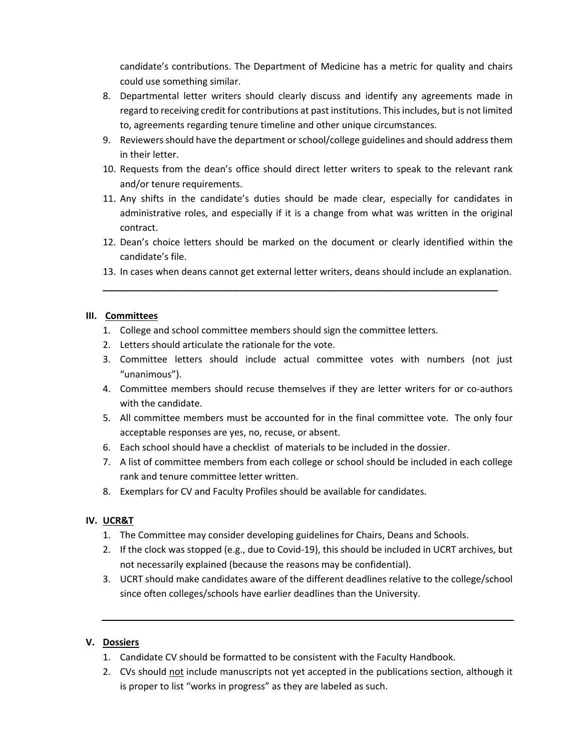candidate's contributions. The Department of Medicine has a metric for quality and chairs could use something similar.

8. Departmental letter writers should clearly discuss and identify any agreements made in regard to receiving credit for contributions at past institutions. This includes, but is not limited to, agreements regarding tenure timeline and other unique circumstances.
9. Reviewers should have the department or school/college guidelines and should address them in their letter.
10. Requests from the dean's office should direct letter writers to speak to the relevant rank and/or tenure requirements.
11. Any shifts in the candidate's duties should be made clear, especially for candidates in administrative roles, and especially if it is a change from what was written in the original contract.
12. Dean's choice letters should be marked on the document or clearly identified within the candidate's file.
13. In cases when deans cannot get external letter writers, deans should include an explanation.

---

## III. Committees

1. College and school committee members should sign the committee letters.
2. Letters should articulate the rationale for the vote.
3. Committee letters should include actual committee votes with numbers (not just "unanimous").
4. Committee members should recuse themselves if they are letter writers for or co-authors with the candidate.
5. All committee members must be accounted for in the final committee vote. The only four acceptable responses are yes, no, recuse, or absent.
6. Each school should have a checklist of materials to be included in the dossier.
7. A list of committee members from each college or school should be included in each college rank and tenure committee letter written.
8. Exemplars for CV and Faculty Profiles should be available for candidates.

## IV. UCR&T

1. The Committee may consider developing guidelines for Chairs, Deans and Schools.
2. If the clock was stopped (e.g., due to Covid-19), this should be included in UCRT archives, but not necessarily explained (because the reasons may be confidential).
3. UCRT should make candidates aware of the different deadlines relative to the college/school since often colleges/schools have earlier deadlines than the University.

---

## V. Dossiers

1. Candidate CV should be formatted to be consistent with the Faculty Handbook.
2. CVs should <u>not</u> include manuscripts not yet accepted in the publications section, although it is proper to list "works in progress" as they are labeled as such.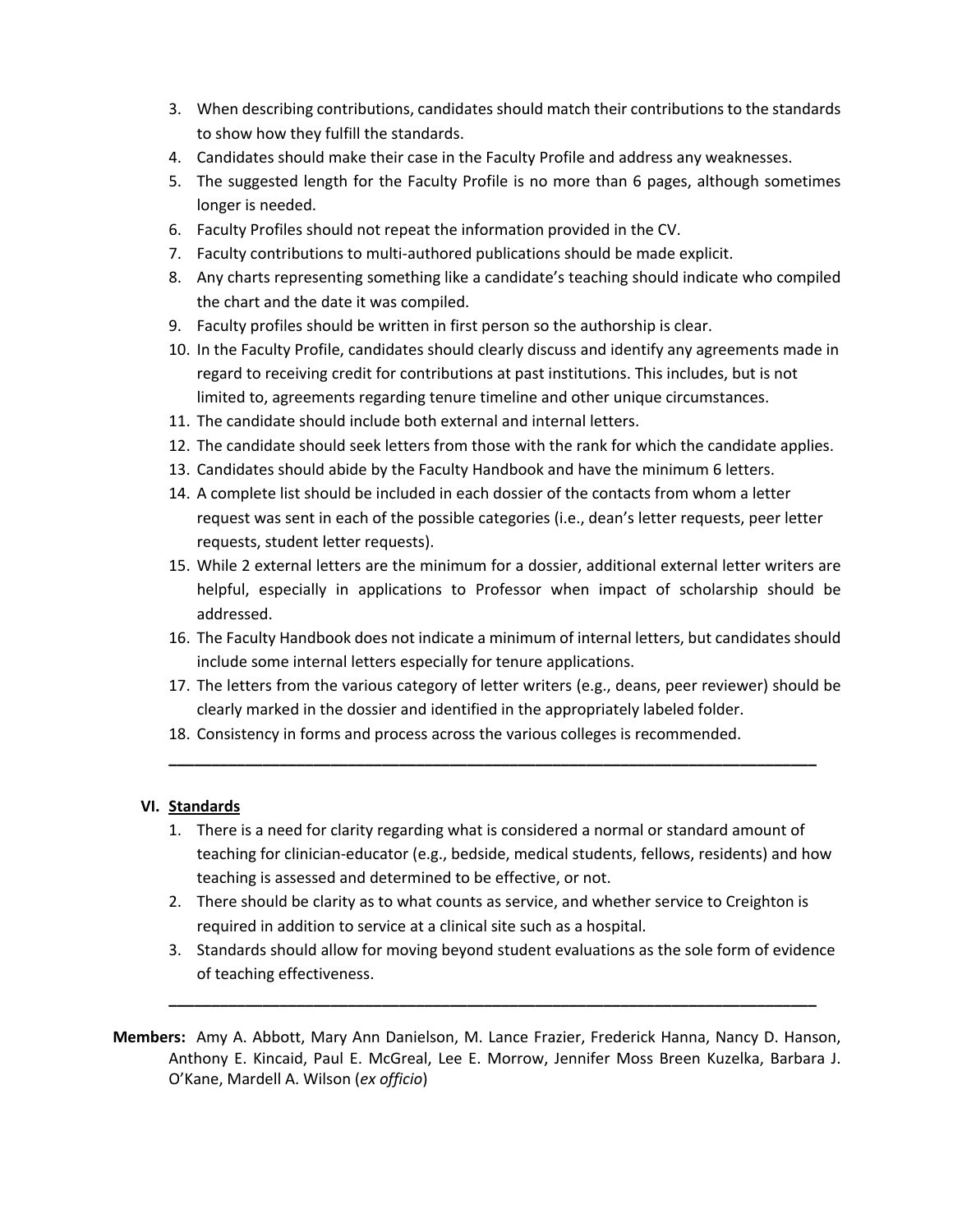3. When describing contributions, candidates should match their contributions to the standards to show how they fulfill the standards.
4. Candidates should make their case in the Faculty Profile and address any weaknesses.
5. The suggested length for the Faculty Profile is no more than 6 pages, although sometimes longer is needed.
6. Faculty Profiles should not repeat the information provided in the CV.
7. Faculty contributions to multi-authored publications should be made explicit.
8. Any charts representing something like a candidate's teaching should indicate who compiled the chart and the date it was compiled.
9. Faculty profiles should be written in first person so the authorship is clear.
10. In the Faculty Profile, candidates should clearly discuss and identify any agreements made in regard to receiving credit for contributions at past institutions. This includes, but is not limited to, agreements regarding tenure timeline and other unique circumstances.
11. The candidate should include both external and internal letters.
12. The candidate should seek letters from those with the rank for which the candidate applies.
13. Candidates should abide by the Faculty Handbook and have the minimum 6 letters.
14. A complete list should be included in each dossier of the contacts from whom a letter request was sent in each of the possible categories (i.e., dean's letter requests, peer letter requests, student letter requests).
15. While 2 external letters are the minimum for a dossier, additional external letter writers are helpful, especially in applications to Professor when impact of scholarship should be addressed.
16. The Faculty Handbook does not indicate a minimum of internal letters, but candidates should include some internal letters especially for tenure applications.
17. The letters from the various category of letter writers (e.g., deans, peer reviewer) should be clearly marked in the dossier and identified in the appropriately labeled folder.
18. Consistency in forms and process across the various colleges is recommended.

---

## VI. Standards

1. There is a need for clarity regarding what is considered a normal or standard amount of teaching for clinician-educator (e.g., bedside, medical students, fellows, residents) and how teaching is assessed and determined to be effective, or not.
2. There should be clarity as to what counts as service, and whether service to Creighton is required in addition to service at a clinical site such as a hospital.
3. Standards should allow for moving beyond student evaluations as the sole form of evidence of teaching effectiveness.

---

**Members:** Amy A. Abbott, Mary Ann Danielson, M. Lance Frazier, Frederick Hanna, Nancy D. Hanson, Anthony E. Kincaid, Paul E. McGreal, Lee E. Morrow, Jennifer Moss Breen Kuzelka, Barbara J. O'Kane, Mardell A. Wilson (*ex officio*)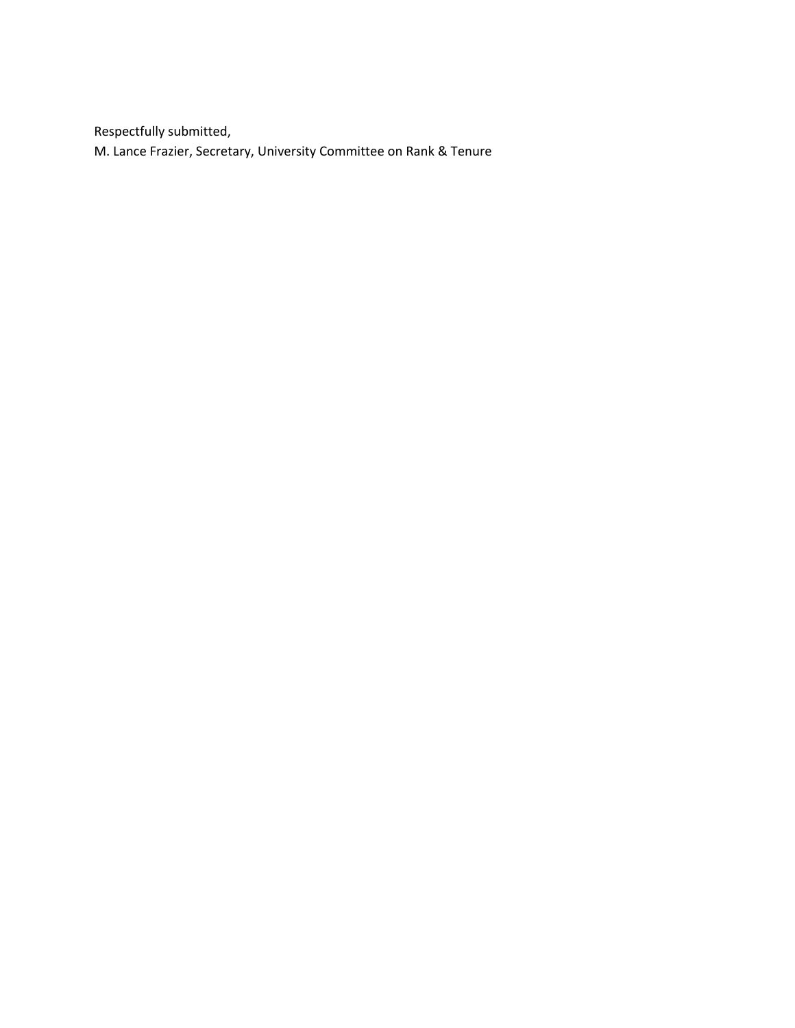Respectfully submitted,
M. Lance Frazier, Secretary, University Committee on Rank & Tenure